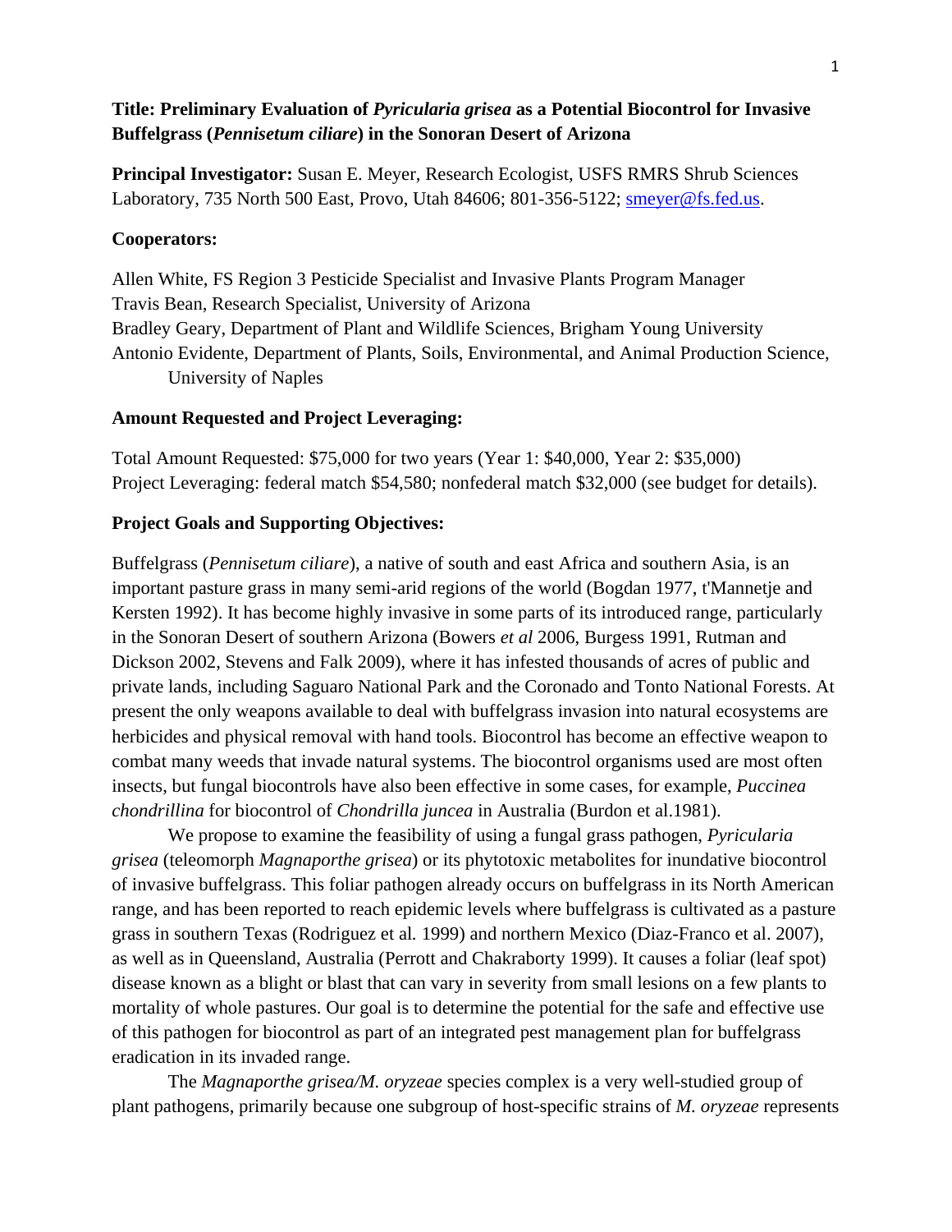**Title: Preliminary Evaluation of *Pyricularia grisea* as a Potential Biocontrol for Invasive Buffelgrass (*Pennisetum ciliare*) in the Sonoran Desert of Arizona**

**Principal Investigator:** Susan E. Meyer, Research Ecologist, USFS RMRS Shrub Sciences Laboratory, 735 North 500 East, Provo, Utah 84606; 801-356-5122; smeyer@fs.fed.us.

**Cooperators:**

Allen White, FS Region 3 Pesticide Specialist and Invasive Plants Program Manager
Travis Bean, Research Specialist, University of Arizona
Bradley Geary, Department of Plant and Wildlife Sciences, Brigham Young University
Antonio Evidente, Department of Plants, Soils, Environmental, and Animal Production Science, University of Naples

**Amount Requested and Project Leveraging:**

Total Amount Requested: $75,000 for two years (Year 1: $40,000, Year 2: $35,000)
Project Leveraging: federal match $54,580; nonfederal match $32,000 (see budget for details).

**Project Goals and Supporting Objectives:**

Buffelgrass (*Pennisetum ciliare*), a native of south and east Africa and southern Asia, is an important pasture grass in many semi-arid regions of the world (Bogdan 1977, t'Mannetje and Kersten 1992). It has become highly invasive in some parts of its introduced range, particularly in the Sonoran Desert of southern Arizona (Bowers *et al* 2006, Burgess 1991, Rutman and Dickson 2002, Stevens and Falk 2009), where it has infested thousands of acres of public and private lands, including Saguaro National Park and the Coronado and Tonto National Forests. At present the only weapons available to deal with buffelgrass invasion into natural ecosystems are herbicides and physical removal with hand tools. Biocontrol has become an effective weapon to combat many weeds that invade natural systems. The biocontrol organisms used are most often insects, but fungal biocontrols have also been effective in some cases, for example, *Puccinea chondrillina* for biocontrol of *Chondrilla juncea* in Australia (Burdon et al.1981).

We propose to examine the feasibility of using a fungal grass pathogen, *Pyricularia grisea* (teleomorph *Magnaporthe grisea*) or its phytotoxic metabolites for inundative biocontrol of invasive buffelgrass. This foliar pathogen already occurs on buffelgrass in its North American range, and has been reported to reach epidemic levels where buffelgrass is cultivated as a pasture grass in southern Texas (Rodriguez et al*.* 1999) and northern Mexico (Diaz-Franco et al. 2007), as well as in Queensland, Australia (Perrott and Chakraborty 1999). It causes a foliar (leaf spot) disease known as a blight or blast that can vary in severity from small lesions on a few plants to mortality of whole pastures. Our goal is to determine the potential for the safe and effective use of this pathogen for biocontrol as part of an integrated pest management plan for buffelgrass eradication in its invaded range.

The *Magnaporthe grisea/M. oryzeae* species complex is a very well-studied group of plant pathogens, primarily because one subgroup of host-specific strains of *M. oryzeae* represents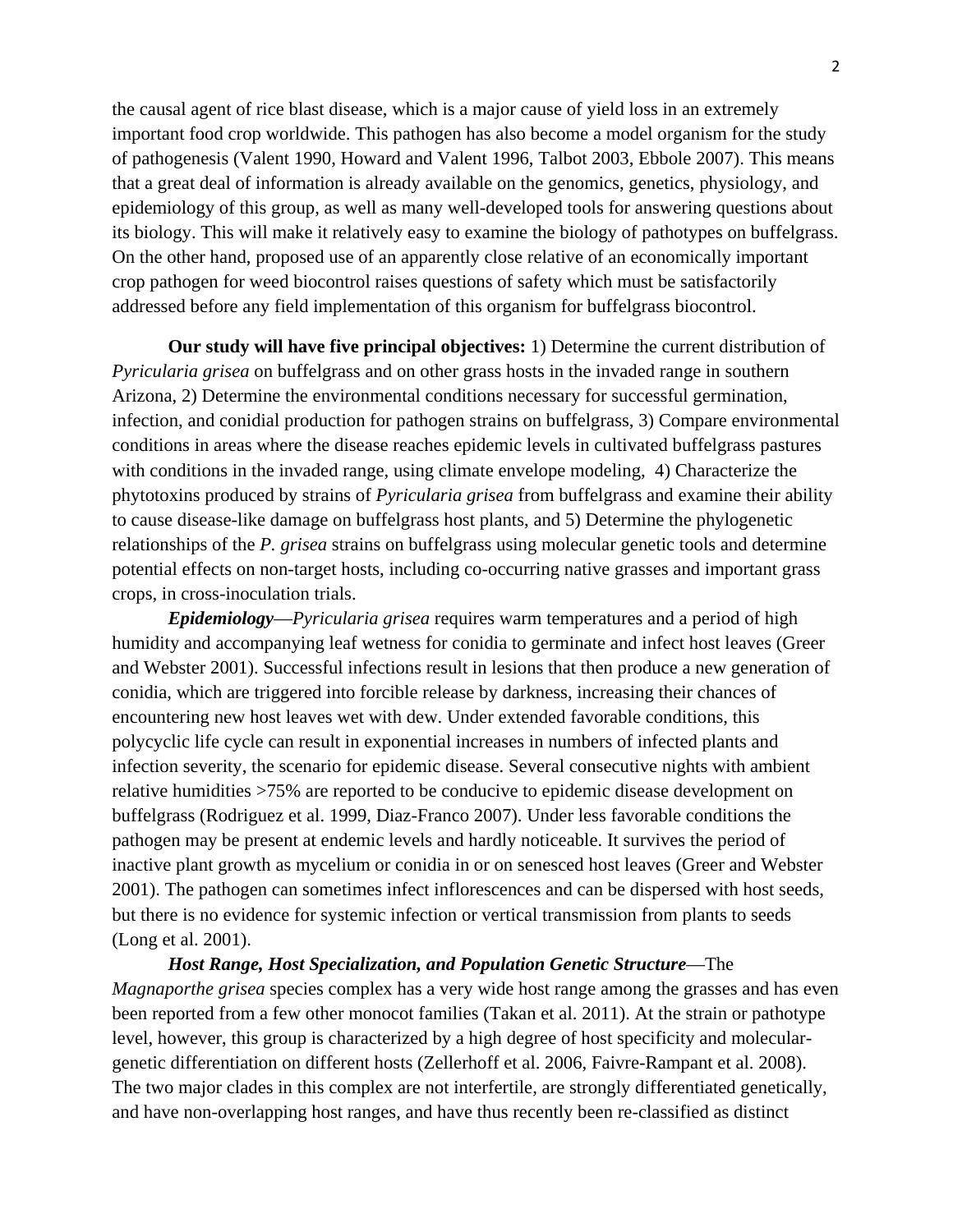the causal agent of rice blast disease, which is a major cause of yield loss in an extremely important food crop worldwide. This pathogen has also become a model organism for the study of pathogenesis (Valent 1990, Howard and Valent 1996, Talbot 2003, Ebbole 2007). This means that a great deal of information is already available on the genomics, genetics, physiology, and epidemiology of this group, as well as many well-developed tools for answering questions about its biology. This will make it relatively easy to examine the biology of pathotypes on buffelgrass. On the other hand, proposed use of an apparently close relative of an economically important crop pathogen for weed biocontrol raises questions of safety which must be satisfactorily addressed before any field implementation of this organism for buffelgrass biocontrol.

**Our study will have five principal objectives:** 1) Determine the current distribution of *Pyricularia grisea* on buffelgrass and on other grass hosts in the invaded range in southern Arizona, 2) Determine the environmental conditions necessary for successful germination, infection, and conidial production for pathogen strains on buffelgrass, 3) Compare environmental conditions in areas where the disease reaches epidemic levels in cultivated buffelgrass pastures with conditions in the invaded range, using climate envelope modeling, 4) Characterize the phytotoxins produced by strains of *Pyricularia grisea* from buffelgrass and examine their ability to cause disease-like damage on buffelgrass host plants, and 5) Determine the phylogenetic relationships of the *P. grisea* strains on buffelgrass using molecular genetic tools and determine potential effects on non-target hosts, including co-occurring native grasses and important grass crops, in cross-inoculation trials.

***Epidemiology***—*Pyricularia grisea* requires warm temperatures and a period of high humidity and accompanying leaf wetness for conidia to germinate and infect host leaves (Greer and Webster 2001). Successful infections result in lesions that then produce a new generation of conidia, which are triggered into forcible release by darkness, increasing their chances of encountering new host leaves wet with dew. Under extended favorable conditions, this polycyclic life cycle can result in exponential increases in numbers of infected plants and infection severity, the scenario for epidemic disease. Several consecutive nights with ambient relative humidities >75% are reported to be conducive to epidemic disease development on buffelgrass (Rodriguez et al. 1999, Diaz-Franco 2007). Under less favorable conditions the pathogen may be present at endemic levels and hardly noticeable. It survives the period of inactive plant growth as mycelium or conidia in or on senesced host leaves (Greer and Webster 2001). The pathogen can sometimes infect inflorescences and can be dispersed with host seeds, but there is no evidence for systemic infection or vertical transmission from plants to seeds (Long et al. 2001).

***Host Range, Host Specialization, and Population Genetic Structure***—The *Magnaporthe grisea* species complex has a very wide host range among the grasses and has even been reported from a few other monocot families (Takan et al. 2011). At the strain or pathotype level, however, this group is characterized by a high degree of host specificity and molecular-genetic differentiation on different hosts (Zellerhoff et al. 2006, Faivre-Rampant et al. 2008). The two major clades in this complex are not interfertile, are strongly differentiated genetically, and have non-overlapping host ranges, and have thus recently been re-classified as distinct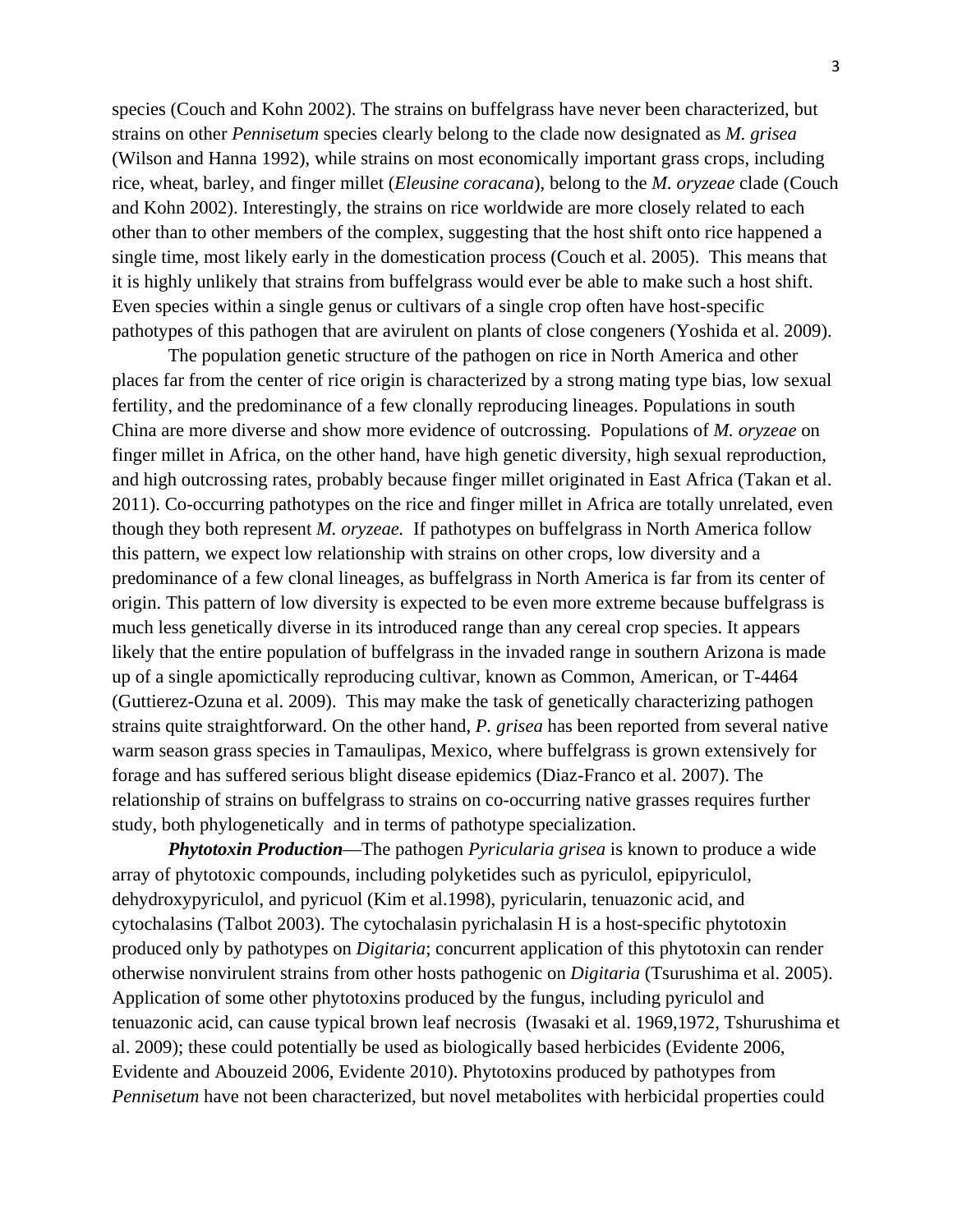species (Couch and Kohn 2002). The strains on buffelgrass have never been characterized, but strains on other *Pennisetum* species clearly belong to the clade now designated as *M. grisea* (Wilson and Hanna 1992), while strains on most economically important grass crops, including rice, wheat, barley, and finger millet (*Eleusine coracana*), belong to the *M. oryzeae* clade (Couch and Kohn 2002). Interestingly, the strains on rice worldwide are more closely related to each other than to other members of the complex, suggesting that the host shift onto rice happened a single time, most likely early in the domestication process (Couch et al. 2005). This means that it is highly unlikely that strains from buffelgrass would ever be able to make such a host shift. Even species within a single genus or cultivars of a single crop often have host-specific pathotypes of this pathogen that are avirulent on plants of close congeners (Yoshida et al. 2009).

The population genetic structure of the pathogen on rice in North America and other places far from the center of rice origin is characterized by a strong mating type bias, low sexual fertility, and the predominance of a few clonally reproducing lineages. Populations in south China are more diverse and show more evidence of outcrossing. Populations of *M. oryzeae* on finger millet in Africa, on the other hand, have high genetic diversity, high sexual reproduction, and high outcrossing rates, probably because finger millet originated in East Africa (Takan et al. 2011). Co-occurring pathotypes on the rice and finger millet in Africa are totally unrelated, even though they both represent *M. oryzeae.* If pathotypes on buffelgrass in North America follow this pattern, we expect low relationship with strains on other crops, low diversity and a predominance of a few clonal lineages, as buffelgrass in North America is far from its center of origin. This pattern of low diversity is expected to be even more extreme because buffelgrass is much less genetically diverse in its introduced range than any cereal crop species. It appears likely that the entire population of buffelgrass in the invaded range in southern Arizona is made up of a single apomictically reproducing cultivar, known as Common, American, or T-4464 (Guttierez-Ozuna et al. 2009). This may make the task of genetically characterizing pathogen strains quite straightforward. On the other hand, *P. grisea* has been reported from several native warm season grass species in Tamaulipas, Mexico, where buffelgrass is grown extensively for forage and has suffered serious blight disease epidemics (Diaz-Franco et al. 2007). The relationship of strains on buffelgrass to strains on co-occurring native grasses requires further study, both phylogenetically and in terms of pathotype specialization.

***Phytotoxin Production***—The pathogen *Pyricularia grisea* is known to produce a wide array of phytotoxic compounds, including polyketides such as pyriculol, epipyriculol, dehydroxypyriculol, and pyricuol (Kim et al.1998), pyricularin, tenuazonic acid, and cytochalasins (Talbot 2003). The cytochalasin pyrichalasin H is a host-specific phytotoxin produced only by pathotypes on *Digitaria*; concurrent application of this phytotoxin can render otherwise nonvirulent strains from other hosts pathogenic on *Digitaria* (Tsurushima et al. 2005). Application of some other phytotoxins produced by the fungus, including pyriculol and tenuazonic acid, can cause typical brown leaf necrosis (Iwasaki et al. 1969,1972, Tshurushima et al. 2009); these could potentially be used as biologically based herbicides (Evidente 2006, Evidente and Abouzeid 2006, Evidente 2010). Phytotoxins produced by pathotypes from *Pennisetum* have not been characterized, but novel metabolites with herbicidal properties could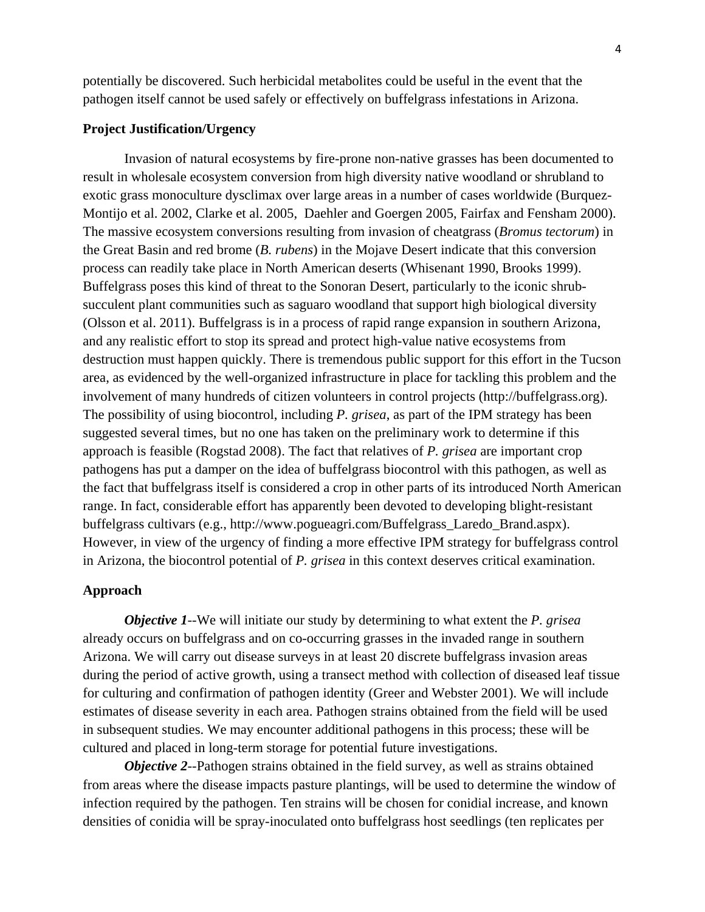potentially be discovered. Such herbicidal metabolites could be useful in the event that the pathogen itself cannot be used safely or effectively on buffelgrass infestations in Arizona.

**Project Justification/Urgency**

Invasion of natural ecosystems by fire-prone non-native grasses has been documented to result in wholesale ecosystem conversion from high diversity native woodland or shrubland to exotic grass monoculture dysclimax over large areas in a number of cases worldwide (Burquez-Montijo et al. 2002, Clarke et al. 2005, Daehler and Goergen 2005, Fairfax and Fensham 2000). The massive ecosystem conversions resulting from invasion of cheatgrass (*Bromus tectorum*) in the Great Basin and red brome (*B. rubens*) in the Mojave Desert indicate that this conversion process can readily take place in North American deserts (Whisenant 1990, Brooks 1999). Buffelgrass poses this kind of threat to the Sonoran Desert, particularly to the iconic shrub-succulent plant communities such as saguaro woodland that support high biological diversity (Olsson et al. 2011). Buffelgrass is in a process of rapid range expansion in southern Arizona, and any realistic effort to stop its spread and protect high-value native ecosystems from destruction must happen quickly. There is tremendous public support for this effort in the Tucson area, as evidenced by the well-organized infrastructure in place for tackling this problem and the involvement of many hundreds of citizen volunteers in control projects (http://buffelgrass.org). The possibility of using biocontrol, including *P. grisea*, as part of the IPM strategy has been suggested several times, but no one has taken on the preliminary work to determine if this approach is feasible (Rogstad 2008). The fact that relatives of *P. grisea* are important crop pathogens has put a damper on the idea of buffelgrass biocontrol with this pathogen, as well as the fact that buffelgrass itself is considered a crop in other parts of its introduced North American range. In fact, considerable effort has apparently been devoted to developing blight-resistant buffelgrass cultivars (e.g., http://www.pogueagri.com/Buffelgrass_Laredo_Brand.aspx). However, in view of the urgency of finding a more effective IPM strategy for buffelgrass control in Arizona, the biocontrol potential of *P. grisea* in this context deserves critical examination.

**Approach**

***Objective 1***--We will initiate our study by determining to what extent the *P. grisea* already occurs on buffelgrass and on co-occurring grasses in the invaded range in southern Arizona. We will carry out disease surveys in at least 20 discrete buffelgrass invasion areas during the period of active growth, using a transect method with collection of diseased leaf tissue for culturing and confirmation of pathogen identity (Greer and Webster 2001). We will include estimates of disease severity in each area. Pathogen strains obtained from the field will be used in subsequent studies. We may encounter additional pathogens in this process; these will be cultured and placed in long-term storage for potential future investigations.

***Objective 2***--Pathogen strains obtained in the field survey, as well as strains obtained from areas where the disease impacts pasture plantings, will be used to determine the window of infection required by the pathogen. Ten strains will be chosen for conidial increase, and known densities of conidia will be spray-inoculated onto buffelgrass host seedlings (ten replicates per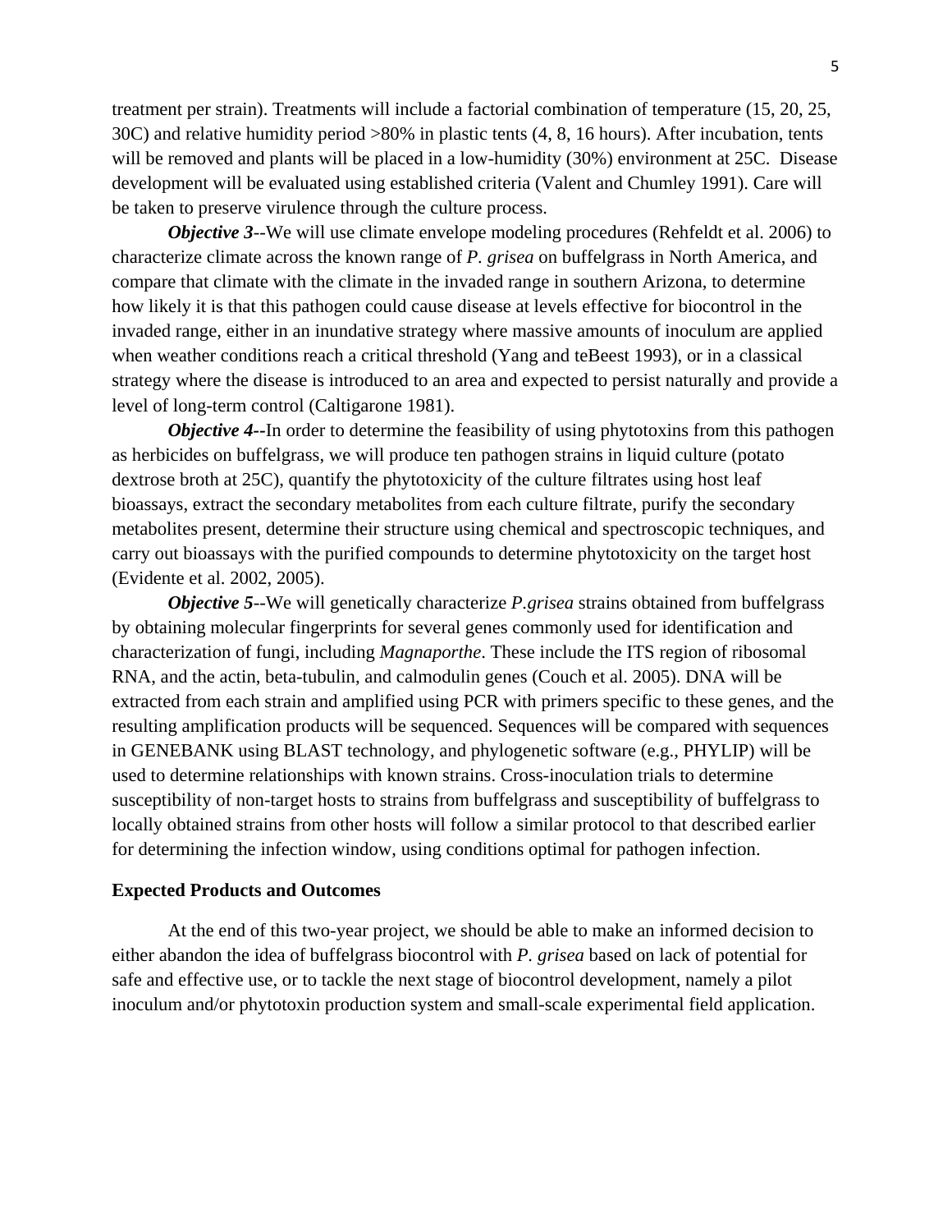treatment per strain). Treatments will include a factorial combination of temperature (15, 20, 25, 30C) and relative humidity period >80% in plastic tents (4, 8, 16 hours). After incubation, tents will be removed and plants will be placed in a low-humidity (30%) environment at 25C. Disease development will be evaluated using established criteria (Valent and Chumley 1991). Care will be taken to preserve virulence through the culture process.

***Objective 3***--We will use climate envelope modeling procedures (Rehfeldt et al. 2006) to characterize climate across the known range of *P. grisea* on buffelgrass in North America, and compare that climate with the climate in the invaded range in southern Arizona, to determine how likely it is that this pathogen could cause disease at levels effective for biocontrol in the invaded range, either in an inundative strategy where massive amounts of inoculum are applied when weather conditions reach a critical threshold (Yang and teBeest 1993), or in a classical strategy where the disease is introduced to an area and expected to persist naturally and provide a level of long-term control (Caltigarone 1981).

***Objective 4***--In order to determine the feasibility of using phytotoxins from this pathogen as herbicides on buffelgrass, we will produce ten pathogen strains in liquid culture (potato dextrose broth at 25C), quantify the phytotoxicity of the culture filtrates using host leaf bioassays, extract the secondary metabolites from each culture filtrate, purify the secondary metabolites present, determine their structure using chemical and spectroscopic techniques, and carry out bioassays with the purified compounds to determine phytotoxicity on the target host (Evidente et al. 2002, 2005).

***Objective 5***--We will genetically characterize *P.grisea* strains obtained from buffelgrass by obtaining molecular fingerprints for several genes commonly used for identification and characterization of fungi, including *Magnaporthe*. These include the ITS region of ribosomal RNA, and the actin, beta-tubulin, and calmodulin genes (Couch et al. 2005). DNA will be extracted from each strain and amplified using PCR with primers specific to these genes, and the resulting amplification products will be sequenced. Sequences will be compared with sequences in GENEBANK using BLAST technology, and phylogenetic software (e.g., PHYLIP) will be used to determine relationships with known strains. Cross-inoculation trials to determine susceptibility of non-target hosts to strains from buffelgrass and susceptibility of buffelgrass to locally obtained strains from other hosts will follow a similar protocol to that described earlier for determining the infection window, using conditions optimal for pathogen infection.

## Expected Products and Outcomes

At the end of this two-year project, we should be able to make an informed decision to either abandon the idea of buffelgrass biocontrol with *P. grisea* based on lack of potential for safe and effective use, or to tackle the next stage of biocontrol development, namely a pilot inoculum and/or phytotoxin production system and small-scale experimental field application.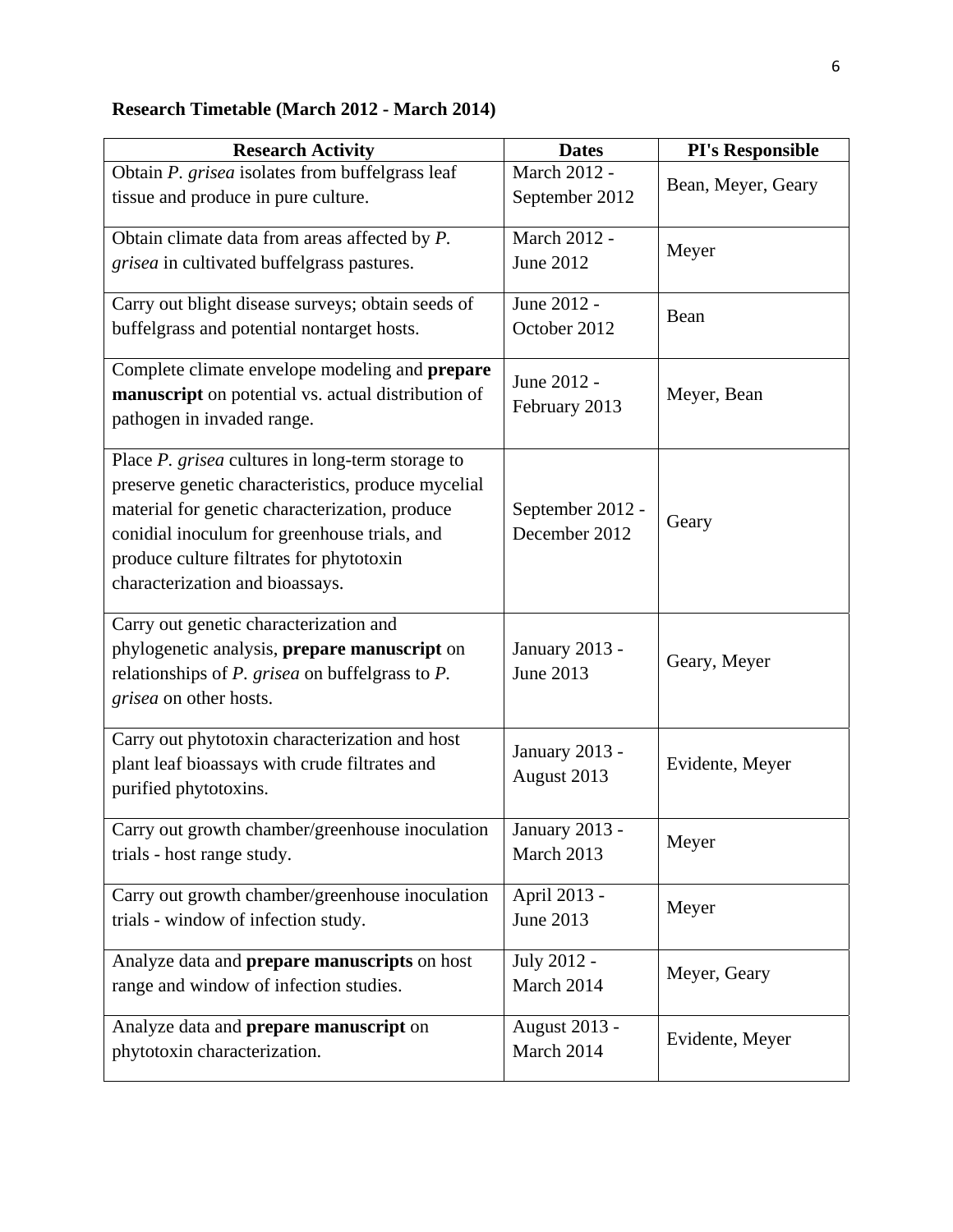**Research Timetable (March 2012 - March 2014)**

| Research Activity | Dates | PI's Responsible |
|---|---|---|
| Obtain *P. grisea* isolates from buffelgrass leaf tissue and produce in pure culture. | March 2012 - September 2012 | Bean, Meyer, Geary |
| Obtain climate data from areas affected by *P. grisea* in cultivated buffelgrass pastures. | March 2012 - June 2012 | Meyer |
| Carry out blight disease surveys; obtain seeds of buffelgrass and potential nontarget hosts. | June 2012 - October 2012 | Bean |
| Complete climate envelope modeling and **prepare manuscript** on potential vs. actual distribution of pathogen in invaded range. | June 2012 - February 2013 | Meyer, Bean |
| Place *P. grisea* cultures in long-term storage to preserve genetic characteristics, produce mycelial material for genetic characterization, produce conidial inoculum for greenhouse trials, and produce culture filtrates for phytotoxin characterization and bioassays. | September 2012 - December 2012 | Geary |
| Carry out genetic characterization and phylogenetic analysis, **prepare manuscript** on relationships of *P. grisea* on buffelgrass to *P. grisea* on other hosts. | January 2013 - June 2013 | Geary, Meyer |
| Carry out phytotoxin characterization and host plant leaf bioassays with crude filtrates and purified phytotoxins. | January 2013 - August 2013 | Evidente, Meyer |
| Carry out growth chamber/greenhouse inoculation trials - host range study. | January 2013 - March 2013 | Meyer |
| Carry out growth chamber/greenhouse inoculation trials - window of infection study. | April 2013 - June 2013 | Meyer |
| Analyze data and **prepare manuscripts** on host range and window of infection studies. | July 2012 - March 2014 | Meyer, Geary |
| Analyze data and **prepare manuscript** on phytotoxin characterization. | August 2013 - March 2014 | Evidente, Meyer |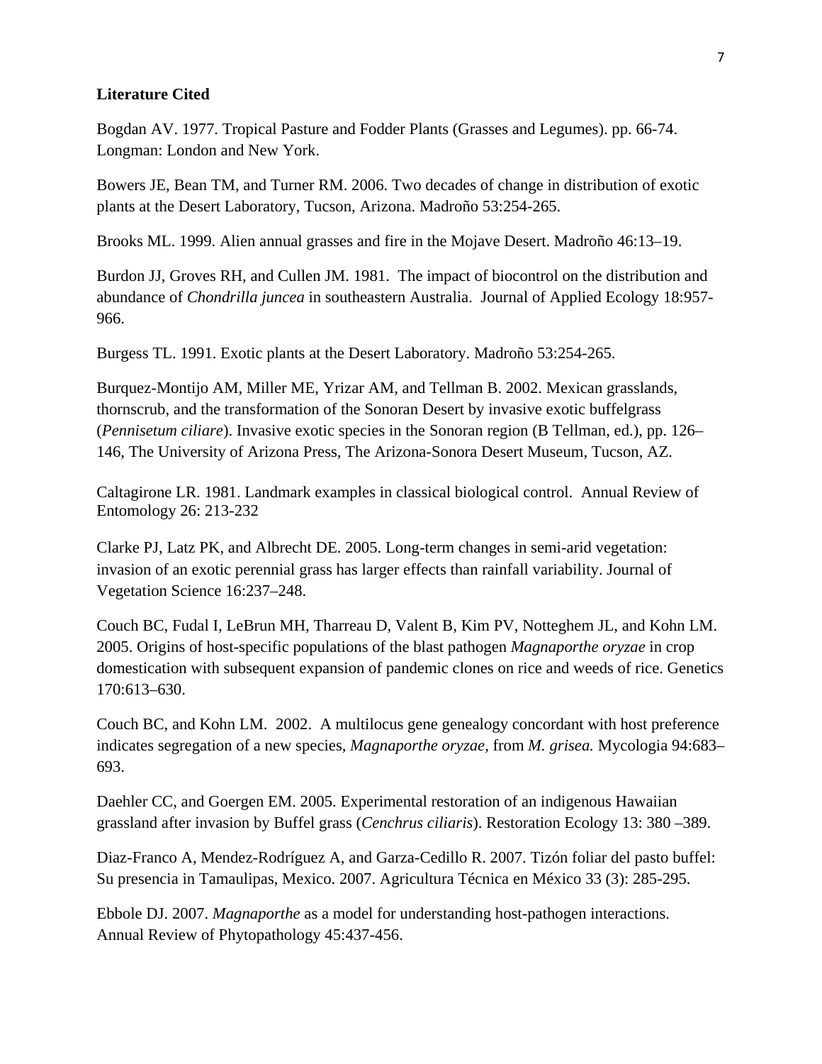**Literature Cited**

Bogdan AV. 1977. Tropical Pasture and Fodder Plants (Grasses and Legumes). pp. 66-74. Longman: London and New York.

Bowers JE, Bean TM, and Turner RM. 2006. Two decades of change in distribution of exotic plants at the Desert Laboratory, Tucson, Arizona. Madroño 53:254-265.

Brooks ML. 1999. Alien annual grasses and fire in the Mojave Desert. Madroño 46:13–19.

Burdon JJ, Groves RH, and Cullen JM. 1981. The impact of biocontrol on the distribution and abundance of *Chondrilla juncea* in southeastern Australia. Journal of Applied Ecology 18:957-966.

Burgess TL. 1991. Exotic plants at the Desert Laboratory. Madroño 53:254-265.

Burquez-Montijo AM, Miller ME, Yrizar AM, and Tellman B. 2002. Mexican grasslands, thornscrub, and the transformation of the Sonoran Desert by invasive exotic buffelgrass (*Pennisetum ciliare*). Invasive exotic species in the Sonoran region (B Tellman, ed.), pp. 126–146, The University of Arizona Press, The Arizona-Sonora Desert Museum, Tucson, AZ.

Caltagirone LR. 1981. Landmark examples in classical biological control. Annual Review of Entomology 26: 213-232

Clarke PJ, Latz PK, and Albrecht DE. 2005. Long-term changes in semi-arid vegetation: invasion of an exotic perennial grass has larger effects than rainfall variability. Journal of Vegetation Science 16:237–248.

Couch BC, Fudal I, LeBrun MH, Tharreau D, Valent B, Kim PV, Notteghem JL, and Kohn LM. 2005. Origins of host-specific populations of the blast pathogen *Magnaporthe oryzae* in crop domestication with subsequent expansion of pandemic clones on rice and weeds of rice. Genetics 170:613–630.

Couch BC, and Kohn LM. 2002. A multilocus gene genealogy concordant with host preference indicates segregation of a new species, *Magnaporthe oryzae*, from *M. grisea.* Mycologia 94:683–693.

Daehler CC, and Goergen EM. 2005. Experimental restoration of an indigenous Hawaiian grassland after invasion by Buffel grass (*Cenchrus ciliaris*). Restoration Ecology 13: 380 –389.

Diaz-Franco A, Mendez-Rodríguez A, and Garza-Cedillo R. 2007. Tizón foliar del pasto buffel: Su presencia in Tamaulipas, Mexico. 2007. Agricultura Técnica en México 33 (3): 285-295.

Ebbole DJ. 2007. *Magnaporthe* as a model for understanding host-pathogen interactions. Annual Review of Phytopathology 45:437-456.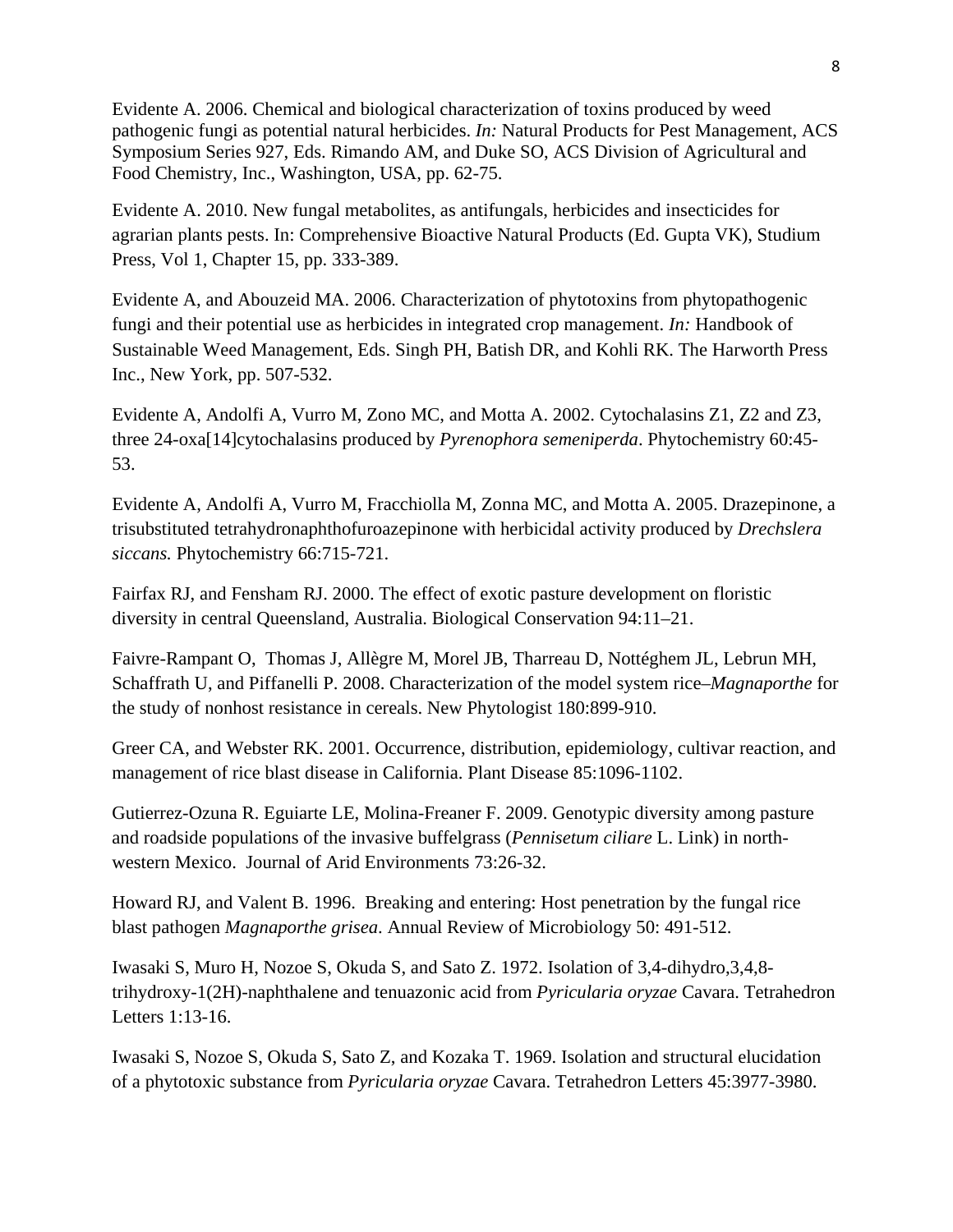Evidente A. 2006. Chemical and biological characterization of toxins produced by weed pathogenic fungi as potential natural herbicides. *In:* Natural Products for Pest Management, ACS Symposium Series 927, Eds. Rimando AM, and Duke SO, ACS Division of Agricultural and Food Chemistry, Inc., Washington, USA, pp. 62-75.

Evidente A. 2010. New fungal metabolites, as antifungals, herbicides and insecticides for agrarian plants pests. In: Comprehensive Bioactive Natural Products (Ed. Gupta VK), Studium Press, Vol 1, Chapter 15, pp. 333-389.

Evidente A, and Abouzeid MA. 2006. Characterization of phytotoxins from phytopathogenic fungi and their potential use as herbicides in integrated crop management. *In:* Handbook of Sustainable Weed Management, Eds. Singh PH, Batish DR, and Kohli RK. The Harworth Press Inc., New York, pp. 507-532.

Evidente A, Andolfi A, Vurro M, Zono MC, and Motta A. 2002. Cytochalasins Z1, Z2 and Z3, three 24-oxa[14]cytochalasins produced by *Pyrenophora semeniperda*. Phytochemistry 60:45-53.

Evidente A, Andolfi A, Vurro M, Fracchiolla M, Zonna MC, and Motta A. 2005. Drazepinone, a trisubstituted tetrahydronaphthofuroazepinone with herbicidal activity produced by *Drechslera siccans.* Phytochemistry 66:715-721.

Fairfax RJ, and Fensham RJ. 2000. The effect of exotic pasture development on floristic diversity in central Queensland, Australia. Biological Conservation 94:11–21.

Faivre-Rampant O, Thomas J, Allègre M, Morel JB, Tharreau D, Nottéghem JL, Lebrun MH, Schaffrath U, and Piffanelli P. 2008. Characterization of the model system rice–*Magnaporthe* for the study of nonhost resistance in cereals. New Phytologist 180:899-910.

Greer CA, and Webster RK. 2001. Occurrence, distribution, epidemiology, cultivar reaction, and management of rice blast disease in California. Plant Disease 85:1096-1102.

Gutierrez-Ozuna R. Eguiarte LE, Molina-Freaner F. 2009. Genotypic diversity among pasture and roadside populations of the invasive buffelgrass (*Pennisetum ciliare* L. Link) in north-western Mexico. Journal of Arid Environments 73:26-32.

Howard RJ, and Valent B. 1996. Breaking and entering: Host penetration by the fungal rice blast pathogen *Magnaporthe grisea.* Annual Review of Microbiology 50: 491-512.

Iwasaki S, Muro H, Nozoe S, Okuda S, and Sato Z. 1972. Isolation of 3,4-dihydro,3,4,8-trihydroxy-1(2H)-naphthalene and tenuazonic acid from *Pyricularia oryzae* Cavara. Tetrahedron Letters 1:13-16.

Iwasaki S, Nozoe S, Okuda S, Sato Z, and Kozaka T. 1969. Isolation and structural elucidation of a phytotoxic substance from *Pyricularia oryzae* Cavara. Tetrahedron Letters 45:3977-3980.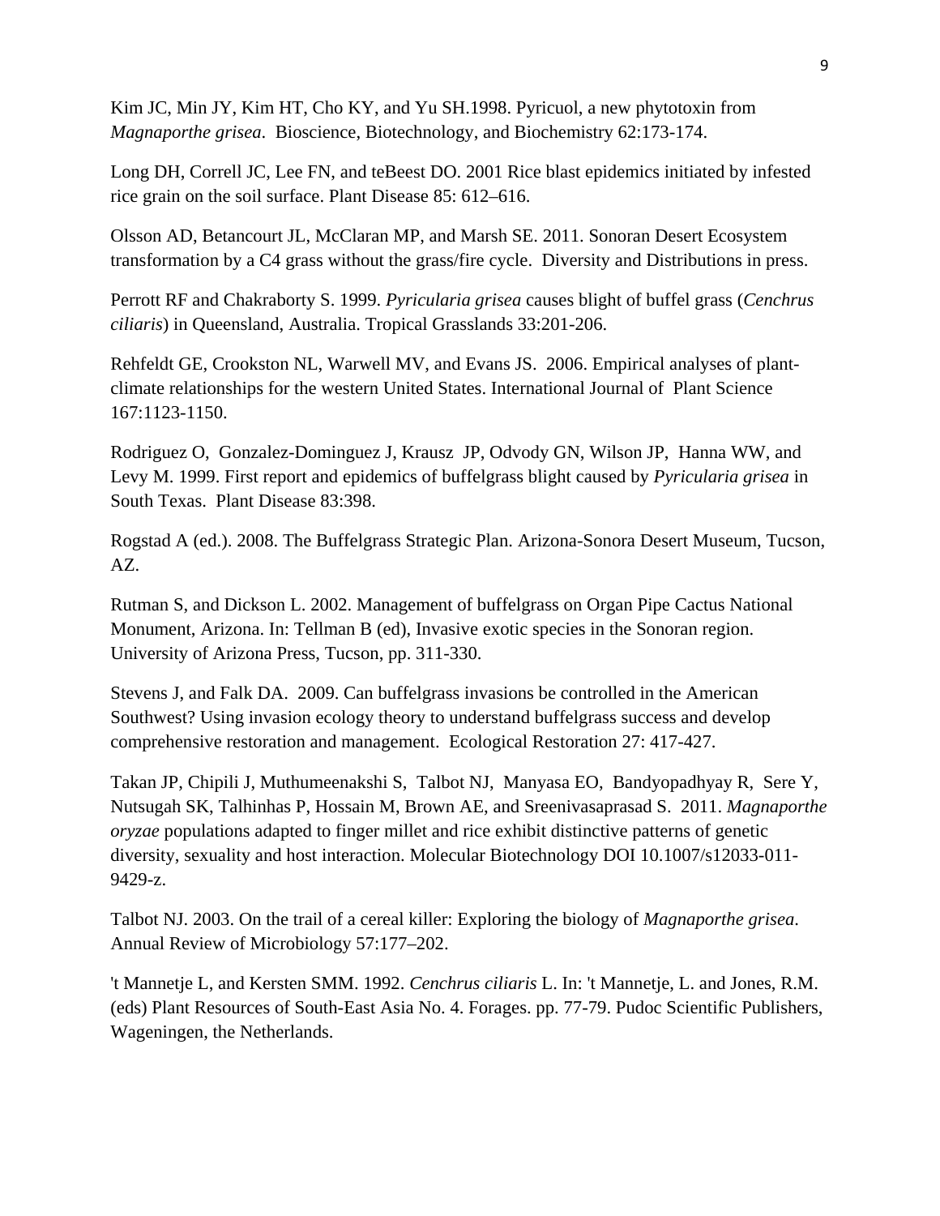Kim JC, Min JY, Kim HT, Cho KY, and Yu SH.1998. Pyricuol, a new phytotoxin from *Magnaporthe grisea*. Bioscience, Biotechnology, and Biochemistry 62:173-174.

Long DH, Correll JC, Lee FN, and teBeest DO. 2001 Rice blast epidemics initiated by infested rice grain on the soil surface. Plant Disease 85: 612–616.

Olsson AD, Betancourt JL, McClaran MP, and Marsh SE. 2011. Sonoran Desert Ecosystem transformation by a C4 grass without the grass/fire cycle. Diversity and Distributions in press.

Perrott RF and Chakraborty S. 1999. *Pyricularia grisea* causes blight of buffel grass (*Cenchrus ciliaris*) in Queensland, Australia. Tropical Grasslands 33:201-206.

Rehfeldt GE, Crookston NL, Warwell MV, and Evans JS. 2006. Empirical analyses of plant-climate relationships for the western United States. International Journal of Plant Science 167:1123-1150.

Rodriguez O, Gonzalez-Dominguez J, Krausz JP, Odvody GN, Wilson JP, Hanna WW, and Levy M. 1999. First report and epidemics of buffelgrass blight caused by *Pyricularia grisea* in South Texas. Plant Disease 83:398.

Rogstad A (ed.). 2008. The Buffelgrass Strategic Plan. Arizona-Sonora Desert Museum, Tucson, AZ.

Rutman S, and Dickson L. 2002. Management of buffelgrass on Organ Pipe Cactus National Monument, Arizona. In: Tellman B (ed), Invasive exotic species in the Sonoran region. University of Arizona Press, Tucson, pp. 311-330.

Stevens J, and Falk DA. 2009. Can buffelgrass invasions be controlled in the American Southwest? Using invasion ecology theory to understand buffelgrass success and develop comprehensive restoration and management. Ecological Restoration 27: 417-427.

Takan JP, Chipili J, Muthumeenakshi S, Talbot NJ, Manyasa EO, Bandyopadhyay R, Sere Y, Nutsugah SK, Talhinhas P, Hossain M, Brown AE, and Sreenivasaprasad S. 2011. *Magnaporthe oryzae* populations adapted to finger millet and rice exhibit distinctive patterns of genetic diversity, sexuality and host interaction. Molecular Biotechnology DOI 10.1007/s12033-011-9429-z.

Talbot NJ. 2003. On the trail of a cereal killer: Exploring the biology of *Magnaporthe grisea*. Annual Review of Microbiology 57:177–202.

't Mannetje L, and Kersten SMM. 1992. *Cenchrus ciliaris* L. In: 't Mannetje, L. and Jones, R.M. (eds) Plant Resources of South-East Asia No. 4. Forages. pp. 77-79. Pudoc Scientific Publishers, Wageningen, the Netherlands.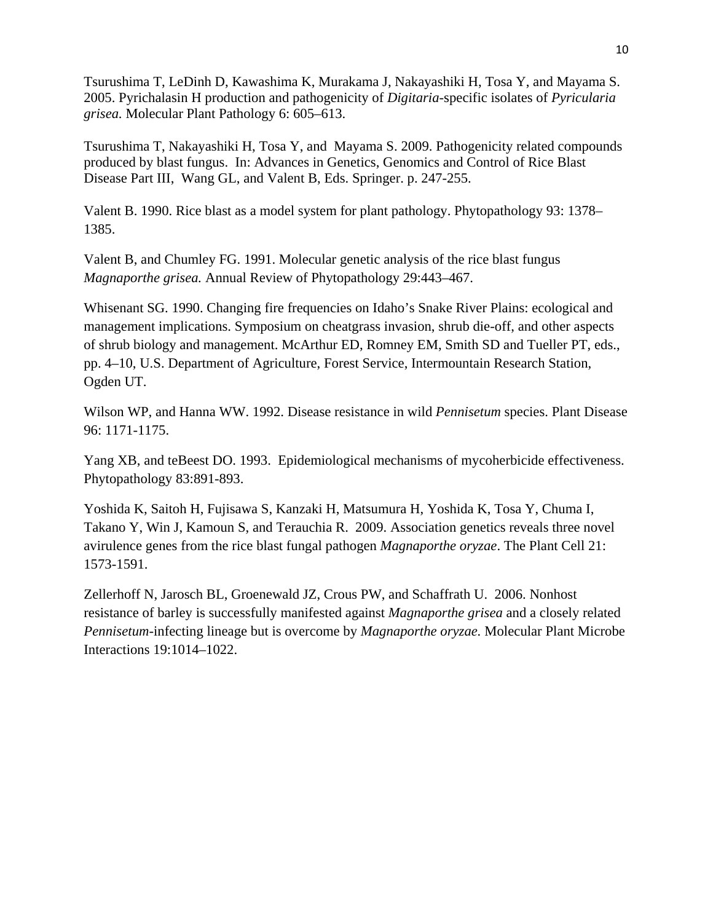Tsurushima T, LeDinh D, Kawashima K, Murakama J, Nakayashiki H, Tosa Y, and Mayama S. 2005. Pyrichalasin H production and pathogenicity of *Digitaria*-specific isolates of *Pyricularia grisea.* Molecular Plant Pathology 6: 605–613.

Tsurushima T, Nakayashiki H, Tosa Y, and Mayama S. 2009. Pathogenicity related compounds produced by blast fungus. In: Advances in Genetics, Genomics and Control of Rice Blast Disease Part III, Wang GL, and Valent B, Eds. Springer. p. 247-255.

Valent B. 1990. Rice blast as a model system for plant pathology. Phytopathology 93: 1378–1385.

Valent B, and Chumley FG. 1991. Molecular genetic analysis of the rice blast fungus *Magnaporthe grisea.* Annual Review of Phytopathology 29:443–467.

Whisenant SG. 1990. Changing fire frequencies on Idaho's Snake River Plains: ecological and management implications. Symposium on cheatgrass invasion, shrub die-off, and other aspects of shrub biology and management. McArthur ED, Romney EM, Smith SD and Tueller PT, eds., pp. 4–10, U.S. Department of Agriculture, Forest Service, Intermountain Research Station, Ogden UT.

Wilson WP, and Hanna WW. 1992. Disease resistance in wild *Pennisetum* species. Plant Disease 96: 1171-1175.

Yang XB, and teBeest DO. 1993. Epidemiological mechanisms of mycoherbicide effectiveness. Phytopathology 83:891-893.

Yoshida K, Saitoh H, Fujisawa S, Kanzaki H, Matsumura H, Yoshida K, Tosa Y, Chuma I, Takano Y, Win J, Kamoun S, and Terauchia R. 2009. Association genetics reveals three novel avirulence genes from the rice blast fungal pathogen *Magnaporthe oryzae*. The Plant Cell 21: 1573-1591.

Zellerhoff N, Jarosch BL, Groenewald JZ, Crous PW, and Schaffrath U. 2006. Nonhost resistance of barley is successfully manifested against *Magnaporthe grisea* and a closely related *Pennisetum*-infecting lineage but is overcome by *Magnaporthe oryzae.* Molecular Plant Microbe Interactions 19:1014–1022.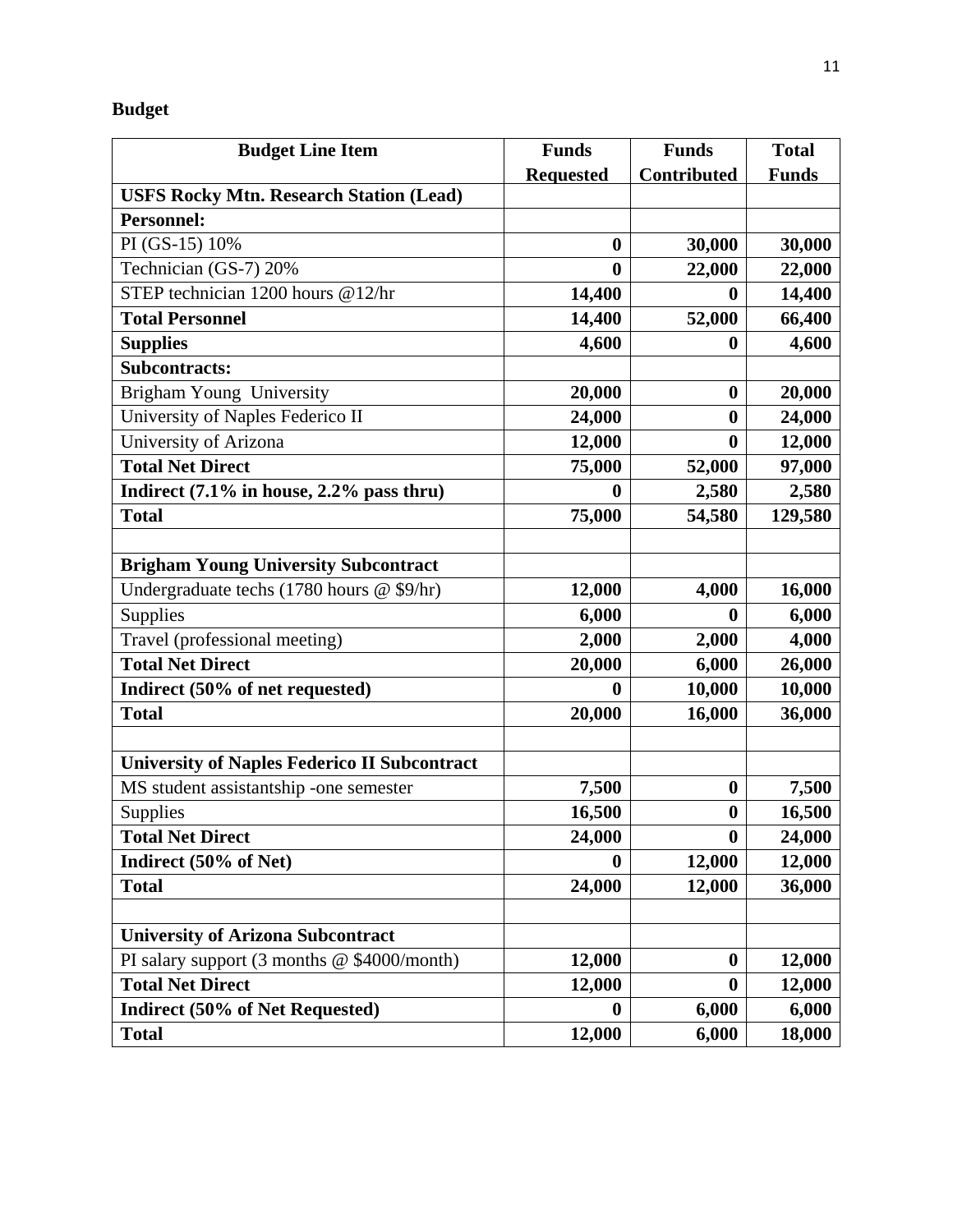**Budget**

| Budget Line Item | Funds Requested | Funds Contributed | Total Funds |
|---|---|---|---|
| **USFS Rocky Mtn. Research Station (Lead)** | | | |
| **Personnel:** | | | |
| PI (GS-15) 10% | **0** | **30,000** | **30,000** |
| Technician (GS-7) 20% | **0** | **22,000** | **22,000** |
| STEP technician 1200 hours @12/hr | **14,400** | **0** | **14,400** |
| **Total Personnel** | **14,400** | **52,000** | **66,400** |
| **Supplies** | **4,600** | **0** | **4,600** |
| **Subcontracts:** | | | |
| Brigham Young University | **20,000** | **0** | **20,000** |
| University of Naples Federico II | **24,000** | **0** | **24,000** |
| University of Arizona | **12,000** | **0** | **12,000** |
| **Total Net Direct** | **75,000** | **52,000** | **97,000** |
| **Indirect (7.1% in house, 2.2% pass thru)** | **0** | **2,580** | **2,580** |
| **Total** | **75,000** | **54,580** | **129,580** |
| | | | |
| **Brigham Young University Subcontract** | | | |
| Undergraduate techs (1780 hours @ $9/hr) | **12,000** | **4,000** | **16,000** |
| Supplies | **6,000** | **0** | **6,000** |
| Travel (professional meeting) | **2,000** | **2,000** | **4,000** |
| **Total Net Direct** | **20,000** | **6,000** | **26,000** |
| **Indirect (50% of net requested)** | **0** | **10,000** | **10,000** |
| **Total** | **20,000** | **16,000** | **36,000** |
| | | | |
| **University of Naples Federico II Subcontract** | | | |
| MS student assistantship -one semester | **7,500** | **0** | **7,500** |
| Supplies | **16,500** | **0** | **16,500** |
| **Total Net Direct** | **24,000** | **0** | **24,000** |
| **Indirect (50% of Net)** | **0** | **12,000** | **12,000** |
| **Total** | **24,000** | **12,000** | **36,000** |
| | | | |
| **University of Arizona Subcontract** | | | |
| PI salary support (3 months @ $4000/month) | **12,000** | **0** | **12,000** |
| **Total Net Direct** | **12,000** | **0** | **12,000** |
| **Indirect (50% of Net Requested)** | **0** | **6,000** | **6,000** |
| **Total** | **12,000** | **6,000** | **18,000** |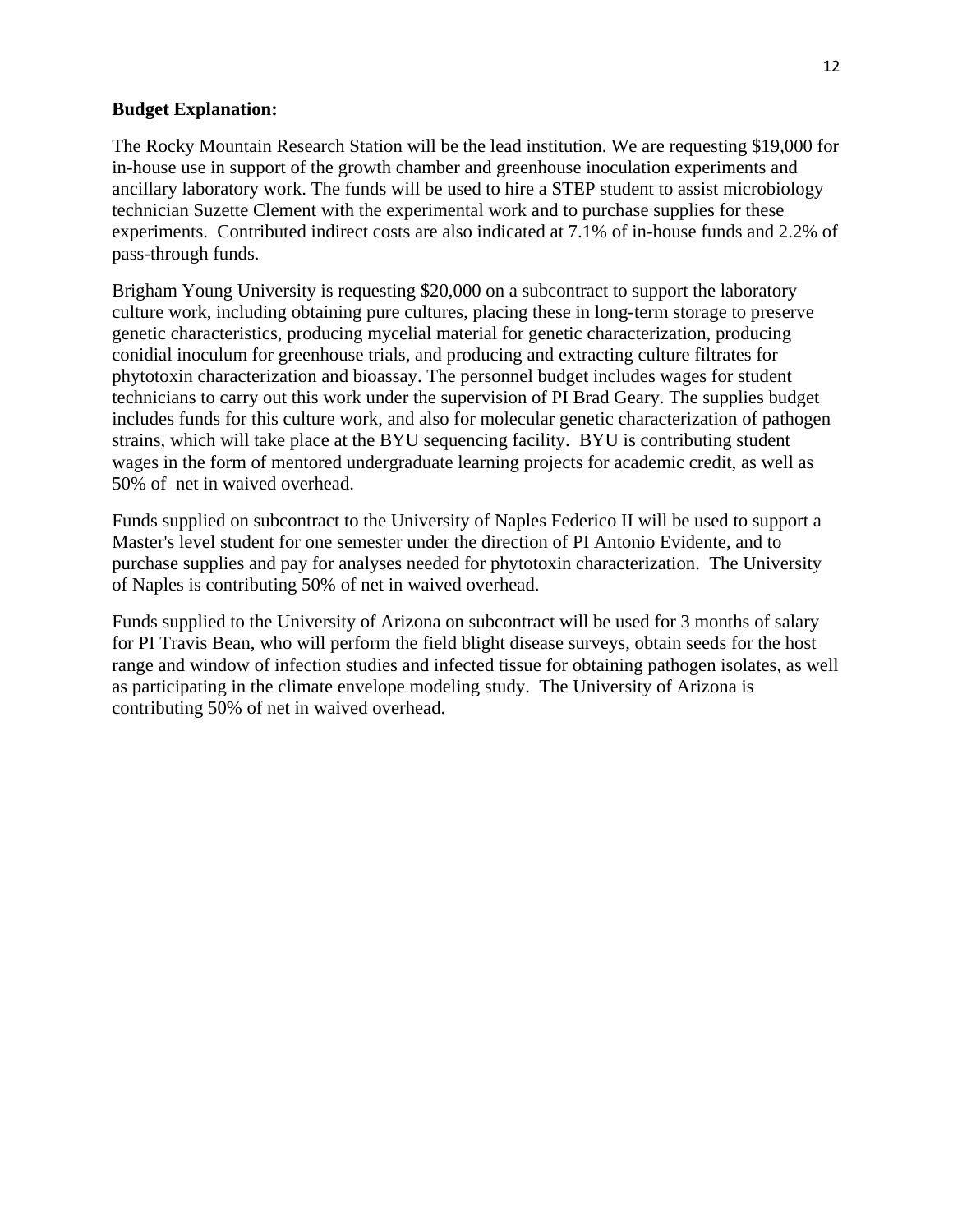**Budget Explanation:**

The Rocky Mountain Research Station will be the lead institution. We are requesting $19,000 for in-house use in support of the growth chamber and greenhouse inoculation experiments and ancillary laboratory work. The funds will be used to hire a STEP student to assist microbiology technician Suzette Clement with the experimental work and to purchase supplies for these experiments. Contributed indirect costs are also indicated at 7.1% of in-house funds and 2.2% of pass-through funds.

Brigham Young University is requesting $20,000 on a subcontract to support the laboratory culture work, including obtaining pure cultures, placing these in long-term storage to preserve genetic characteristics, producing mycelial material for genetic characterization, producing conidial inoculum for greenhouse trials, and producing and extracting culture filtrates for phytotoxin characterization and bioassay. The personnel budget includes wages for student technicians to carry out this work under the supervision of PI Brad Geary. The supplies budget includes funds for this culture work, and also for molecular genetic characterization of pathogen strains, which will take place at the BYU sequencing facility. BYU is contributing student wages in the form of mentored undergraduate learning projects for academic credit, as well as 50% of net in waived overhead.

Funds supplied on subcontract to the University of Naples Federico II will be used to support a Master's level student for one semester under the direction of PI Antonio Evidente, and to purchase supplies and pay for analyses needed for phytotoxin characterization. The University of Naples is contributing 50% of net in waived overhead.

Funds supplied to the University of Arizona on subcontract will be used for 3 months of salary for PI Travis Bean, who will perform the field blight disease surveys, obtain seeds for the host range and window of infection studies and infected tissue for obtaining pathogen isolates, as well as participating in the climate envelope modeling study. The University of Arizona is contributing 50% of net in waived overhead.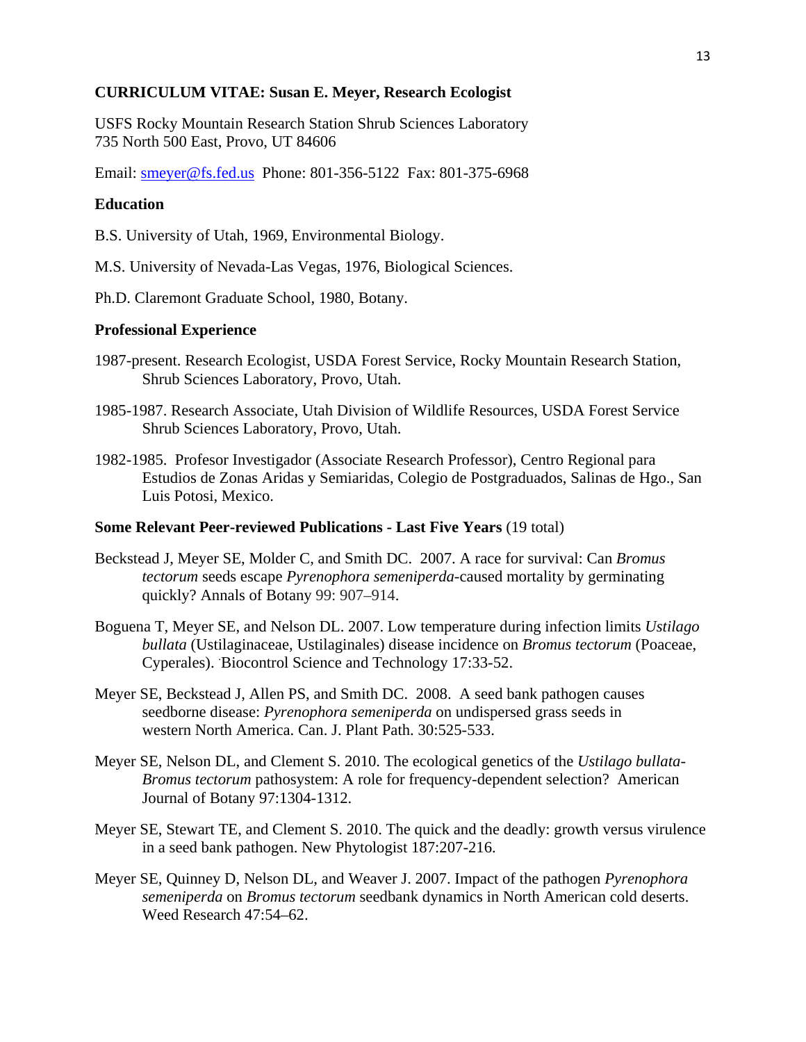**CURRICULUM VITAE: Susan E. Meyer, Research Ecologist**

USFS Rocky Mountain Research Station Shrub Sciences Laboratory
735 North 500 East, Provo, UT 84606

Email: smeyer@fs.fed.us  Phone: 801-356-5122  Fax: 801-375-6968

**Education**

B.S. University of Utah, 1969, Environmental Biology.

M.S. University of Nevada-Las Vegas, 1976, Biological Sciences.

Ph.D. Claremont Graduate School, 1980, Botany.

**Professional Experience**

1987-present. Research Ecologist, USDA Forest Service, Rocky Mountain Research Station, Shrub Sciences Laboratory, Provo, Utah.

1985-1987. Research Associate, Utah Division of Wildlife Resources, USDA Forest Service Shrub Sciences Laboratory, Provo, Utah.

1982-1985. Profesor Investigador (Associate Research Professor), Centro Regional para Estudios de Zonas Aridas y Semiaridas, Colegio de Postgraduados, Salinas de Hgo., San Luis Potosi, Mexico.

**Some Relevant Peer-reviewed Publications - Last Five Years** (19 total)

Beckstead J, Meyer SE, Molder C, and Smith DC. 2007. A race for survival: Can *Bromus tectorum* seeds escape *Pyrenophora semeniperda*-caused mortality by germinating quickly? Annals of Botany 99: 907–914.

Boguena T, Meyer SE, and Nelson DL. 2007. Low temperature during infection limits *Ustilago bullata* (Ustilaginaceae, Ustilaginales) disease incidence on *Bromus tectorum* (Poaceae, Cyperales). Biocontrol Science and Technology 17:33-52.

Meyer SE, Beckstead J, Allen PS, and Smith DC. 2008. A seed bank pathogen causes seedborne disease: *Pyrenophora semeniperda* on undispersed grass seeds in western North America. Can. J. Plant Path. 30:525-533.

Meyer SE, Nelson DL, and Clement S. 2010. The ecological genetics of the *Ustilago bullata-Bromus tectorum* pathosystem: A role for frequency-dependent selection? American Journal of Botany 97:1304-1312.

Meyer SE, Stewart TE, and Clement S. 2010. The quick and the deadly: growth versus virulence in a seed bank pathogen. New Phytologist 187:207-216.

Meyer SE, Quinney D, Nelson DL, and Weaver J. 2007. Impact of the pathogen *Pyrenophora semeniperda* on *Bromus tectorum* seedbank dynamics in North American cold deserts. Weed Research 47:54–62.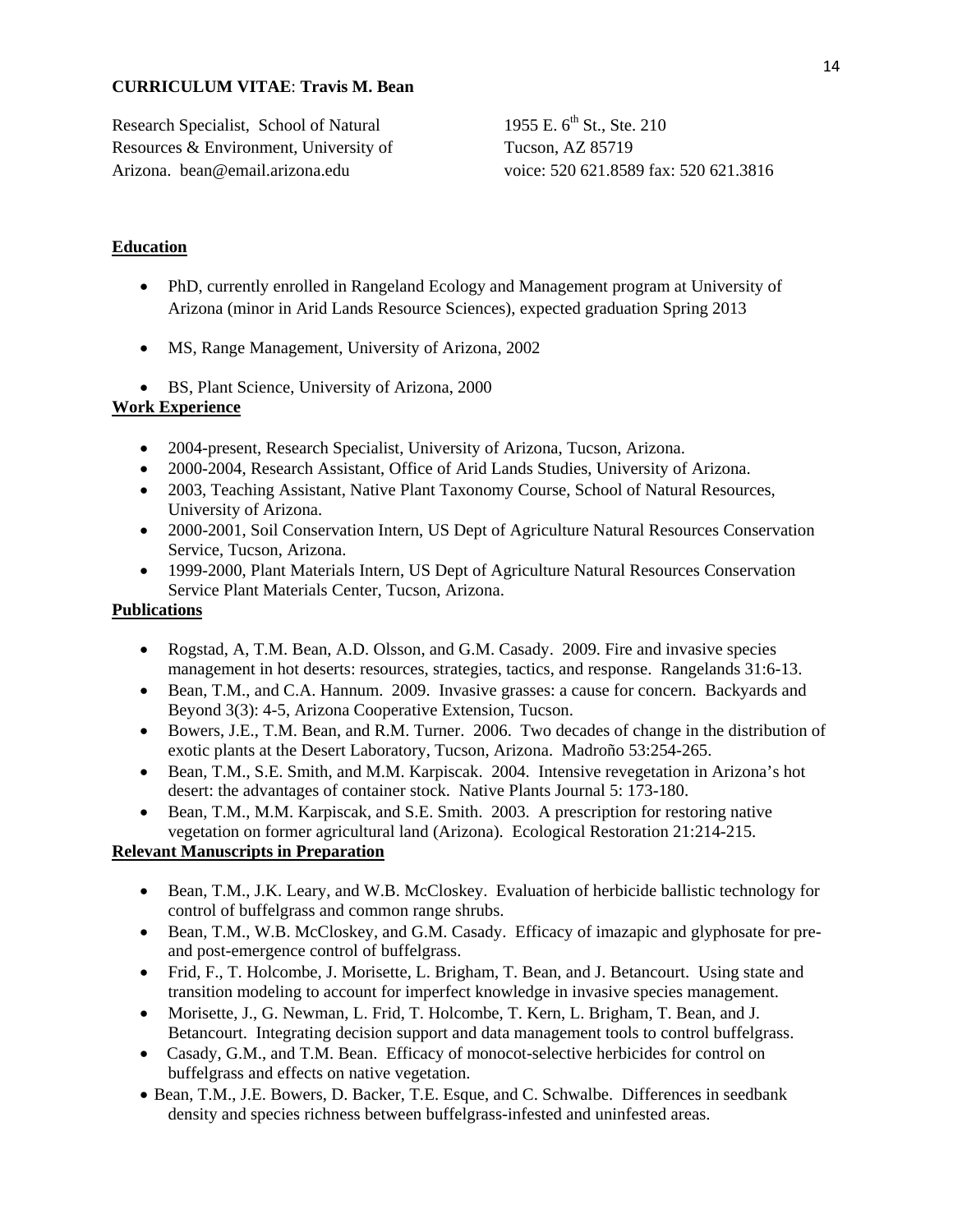**CURRICULUM VITAE**: **Travis M. Bean**

Research Specialist, School of Natural Resources & Environment, University of Arizona. bean@email.arizona.edu

1955 E. 6th St., Ste. 210
Tucson, AZ 85719
voice: 520 621.8589 fax: 520 621.3816

## Education

- PhD, currently enrolled in Rangeland Ecology and Management program at University of Arizona (minor in Arid Lands Resource Sciences), expected graduation Spring 2013
- MS, Range Management, University of Arizona, 2002
- BS, Plant Science, University of Arizona, 2000

## Work Experience

- 2004-present, Research Specialist, University of Arizona, Tucson, Arizona.
- 2000-2004, Research Assistant, Office of Arid Lands Studies, University of Arizona.
- 2003, Teaching Assistant, Native Plant Taxonomy Course, School of Natural Resources, University of Arizona.
- 2000-2001, Soil Conservation Intern, US Dept of Agriculture Natural Resources Conservation Service, Tucson, Arizona.
- 1999-2000, Plant Materials Intern, US Dept of Agriculture Natural Resources Conservation Service Plant Materials Center, Tucson, Arizona.

## Publications

- Rogstad, A, T.M. Bean, A.D. Olsson, and G.M. Casady. 2009. Fire and invasive species management in hot deserts: resources, strategies, tactics, and response. Rangelands 31:6-13.
- Bean, T.M., and C.A. Hannum. 2009. Invasive grasses: a cause for concern. Backyards and Beyond 3(3): 4-5, Arizona Cooperative Extension, Tucson.
- Bowers, J.E., T.M. Bean, and R.M. Turner. 2006. Two decades of change in the distribution of exotic plants at the Desert Laboratory, Tucson, Arizona. Madroño 53:254-265.
- Bean, T.M., S.E. Smith, and M.M. Karpiscak. 2004. Intensive revegetation in Arizona's hot desert: the advantages of container stock. Native Plants Journal 5: 173-180.
- Bean, T.M., M.M. Karpiscak, and S.E. Smith. 2003. A prescription for restoring native vegetation on former agricultural land (Arizona). Ecological Restoration 21:214-215.

## Relevant Manuscripts in Preparation

- Bean, T.M., J.K. Leary, and W.B. McCloskey. Evaluation of herbicide ballistic technology for control of buffelgrass and common range shrubs.
- Bean, T.M., W.B. McCloskey, and G.M. Casady. Efficacy of imazapic and glyphosate for pre- and post-emergence control of buffelgrass.
- Frid, F., T. Holcombe, J. Morisette, L. Brigham, T. Bean, and J. Betancourt. Using state and transition modeling to account for imperfect knowledge in invasive species management.
- Morisette, J., G. Newman, L. Frid, T. Holcombe, T. Kern, L. Brigham, T. Bean, and J. Betancourt. Integrating decision support and data management tools to control buffelgrass.
- Casady, G.M., and T.M. Bean. Efficacy of monocot-selective herbicides for control on buffelgrass and effects on native vegetation.
- Bean, T.M., J.E. Bowers, D. Backer, T.E. Esque, and C. Schwalbe. Differences in seedbank density and species richness between buffelgrass-infested and uninfested areas.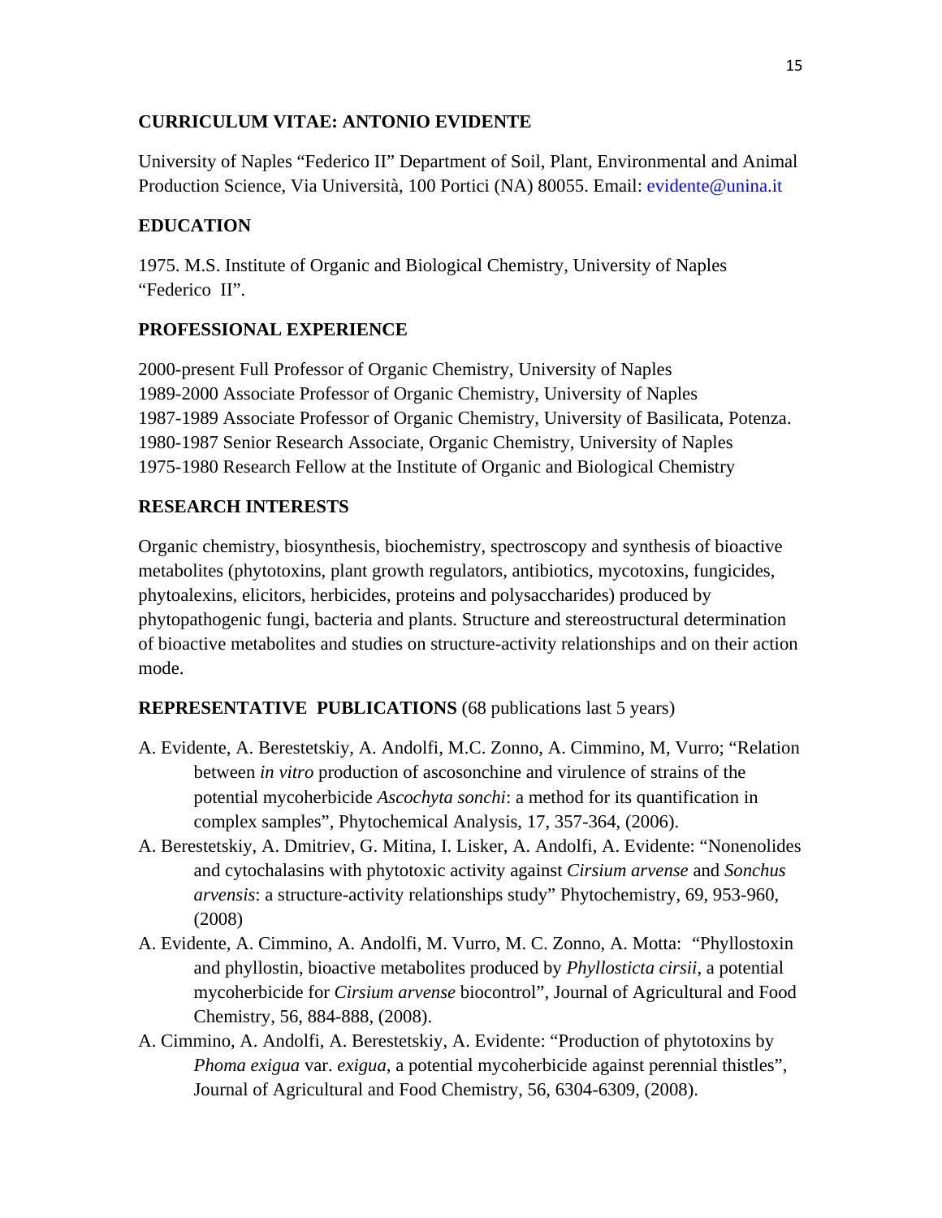**CURRICULUM VITAE: ANTONIO EVIDENTE**

University of Naples "Federico II" Department of Soil, Plant, Environmental and Animal Production Science, Via Università, 100 Portici (NA) 80055. Email: evidente@unina.it

**EDUCATION**

1975. M.S. Institute of Organic and Biological Chemistry, University of Naples "Federico II".

**PROFESSIONAL EXPERIENCE**

2000-present Full Professor of Organic Chemistry, University of Naples
1989-2000 Associate Professor of Organic Chemistry, University of Naples
1987-1989 Associate Professor of Organic Chemistry, University of Basilicata, Potenza.
1980-1987 Senior Research Associate, Organic Chemistry, University of Naples
1975-1980 Research Fellow at the Institute of Organic and Biological Chemistry

**RESEARCH INTERESTS**

Organic chemistry, biosynthesis, biochemistry, spectroscopy and synthesis of bioactive metabolites (phytotoxins, plant growth regulators, antibiotics, mycotoxins, fungicides, phytoalexins, elicitors, herbicides, proteins and polysaccharides) produced by phytopathogenic fungi, bacteria and plants. Structure and stereostructural determination of bioactive metabolites and studies on structure-activity relationships and on their action mode.

**REPRESENTATIVE PUBLICATIONS** (68 publications last 5 years)

- A. Evidente, A. Berestetskiy, A. Andolfi, M.C. Zonno, A. Cimmino, M, Vurro; "Relation between *in vitro* production of ascosonchine and virulence of strains of the potential mycoherbicide *Ascochyta sonchi*: a method for its quantification in complex samples", Phytochemical Analysis, 17, 357-364, (2006).
- A. Berestetskiy, A. Dmitriev, G. Mitina, I. Lisker, A. Andolfi, A. Evidente: "Nonenolides and cytochalasins with phytotoxic activity against *Cirsium arvense* and *Sonchus arvensis*: a structure-activity relationships study" Phytochemistry, 69, 953-960, (2008)
- A. Evidente, A. Cimmino, A. Andolfi, M. Vurro, M. C. Zonno, A. Motta: "Phyllostoxin and phyllostin, bioactive metabolites produced by *Phyllosticta cirsii*, a potential mycoherbicide for *Cirsium arvense* biocontrol", Journal of Agricultural and Food Chemistry, 56, 884-888, (2008).
- A. Cimmino, A. Andolfi, A. Berestetskiy, A. Evidente: "Production of phytotoxins by *Phoma exigua* var. *exigua*, a potential mycoherbicide against perennial thistles", Journal of Agricultural and Food Chemistry, 56, 6304-6309, (2008).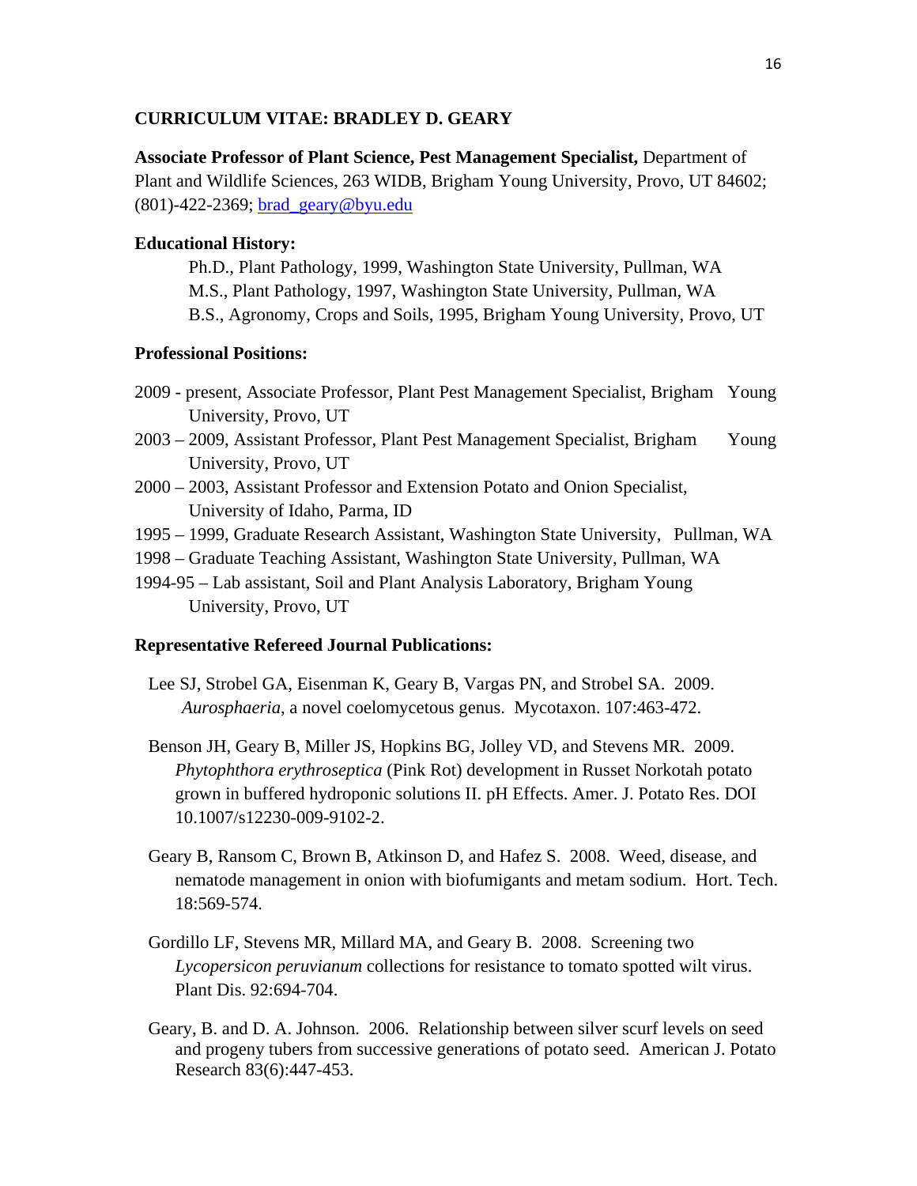**CURRICULUM VITAE: BRADLEY D. GEARY**

**Associate Professor of Plant Science, Pest Management Specialist,** Department of Plant and Wildlife Sciences, 263 WIDB, Brigham Young University, Provo, UT 84602; (801)-422-2369; brad_geary@byu.edu

**Educational History:**

Ph.D., Plant Pathology, 1999, Washington State University, Pullman, WA
M.S., Plant Pathology, 1997, Washington State University, Pullman, WA
B.S., Agronomy, Crops and Soils, 1995, Brigham Young University, Provo, UT

**Professional Positions:**

2009 - present, Associate Professor, Plant Pest Management Specialist, Brigham Young University, Provo, UT
2003 – 2009, Assistant Professor, Plant Pest Management Specialist, Brigham Young University, Provo, UT
2000 – 2003, Assistant Professor and Extension Potato and Onion Specialist, University of Idaho, Parma, ID
1995 – 1999, Graduate Research Assistant, Washington State University, Pullman, WA
1998 – Graduate Teaching Assistant, Washington State University, Pullman, WA
1994-95 – Lab assistant, Soil and Plant Analysis Laboratory, Brigham Young University, Provo, UT

**Representative Refereed Journal Publications:**

Lee SJ, Strobel GA, Eisenman K, Geary B, Vargas PN, and Strobel SA. 2009. *Aurosphaeria*, a novel coelomycetous genus. Mycotaxon. 107:463-472.

Benson JH, Geary B, Miller JS, Hopkins BG, Jolley VD, and Stevens MR. 2009. *Phytophthora erythroseptica* (Pink Rot) development in Russet Norkotah potato grown in buffered hydroponic solutions II. pH Effects. Amer. J. Potato Res. DOI 10.1007/s12230-009-9102-2.

Geary B, Ransom C, Brown B, Atkinson D, and Hafez S. 2008. Weed, disease, and nematode management in onion with biofumigants and metam sodium. Hort. Tech. 18:569-574.

Gordillo LF, Stevens MR, Millard MA, and Geary B. 2008. Screening two *Lycopersicon peruvianum* collections for resistance to tomato spotted wilt virus. Plant Dis. 92:694-704.

Geary, B. and D. A. Johnson. 2006. Relationship between silver scurf levels on seed and progeny tubers from successive generations of potato seed. American J. Potato Research 83(6):447-453.